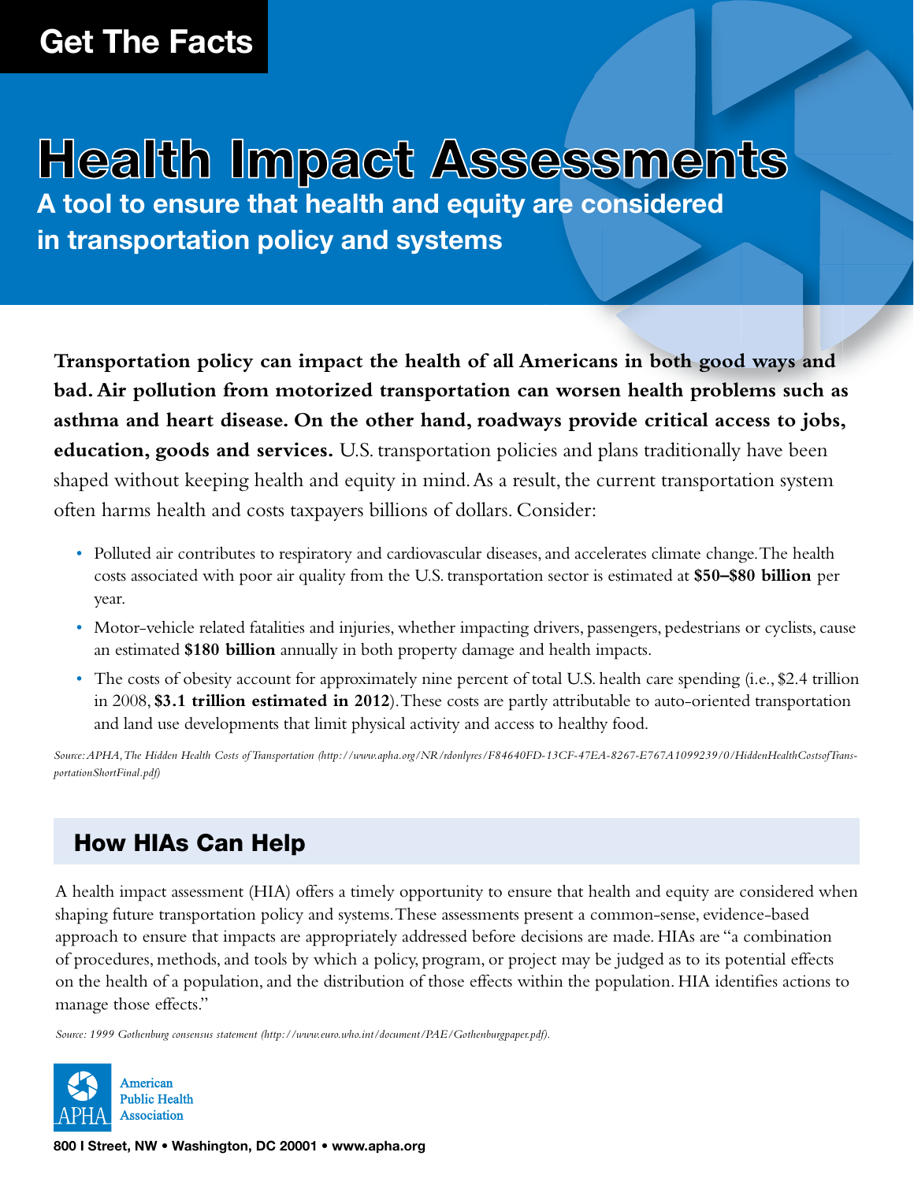Get The Facts

# Health Impact Assessments

## A tool to ensure that health and equity are considered in transportation policy and systems

**Transportation policy can impact the health of all Americans in both good ways and bad. Air pollution from motorized transportation can worsen health problems such as asthma and heart disease. On the other hand, roadways provide critical access to jobs, education, goods and services.** U.S. transportation policies and plans traditionally have been shaped without keeping health and equity in mind. As a result, the current transportation system often harms health and costs taxpayers billions of dollars. Consider:

- Polluted air contributes to respiratory and cardiovascular diseases, and accelerates climate change. The health costs associated with poor air quality from the U.S. transportation sector is estimated at **$50–$80 billion** per year.
- Motor-vehicle related fatalities and injuries, whether impacting drivers, passengers, pedestrians or cyclists, cause an estimated **$180 billion** annually in both property damage and health impacts.
- The costs of obesity account for approximately nine percent of total U.S. health care spending (i.e., $2.4 trillion in 2008, **$3.1 trillion estimated in 2012**). These costs are partly attributable to auto-oriented transportation and land use developments that limit physical activity and access to healthy food.

*Source: APHA, The Hidden Health Costs of Transportation (http://www.apha.org/NR/rdonlyres/F84640FD-13CF-47EA-8267-E767A1099239/0/HiddenHealthCostsofTransportationShortFinal.pdf)*

## How HIAs Can Help

A health impact assessment (HIA) offers a timely opportunity to ensure that health and equity are considered when shaping future transportation policy and systems. These assessments present a common-sense, evidence-based approach to ensure that impacts are appropriately addressed before decisions are made. HIAs are "a combination of procedures, methods, and tools by which a policy, program, or project may be judged as to its potential effects on the health of a population, and the distribution of those effects within the population. HIA identifies actions to manage those effects."

*Source: 1999 Gothenburg consensus statement (http://www.euro.who.int/document/PAE/Gothenburgpaper.pdf).*

APHA American Public Health Association

800 I Street, NW • Washington, DC 20001 • www.apha.org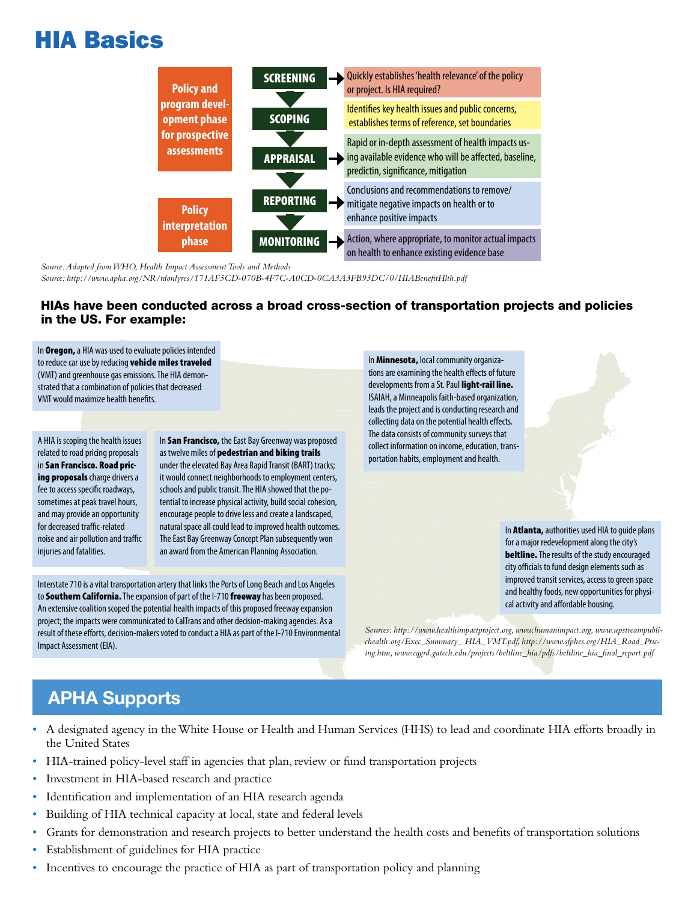# HIA Basics

**Policy and program development phase for prospective assessments**

**Policy interpretation phase**

**SCREENING** → Quickly establishes 'health relevance' of the policy or project. Is HIA required?

**SCOPING** → Identifies key health issues and public concerns, establishes terms of reference, set boundaries

**APPRAISAL** → Rapid or in-depth assessment of health impacts using available evidence who will be affected, baseline, predictin, significance, mitigation

**REPORTING** → Conclusions and recommendations to remove/mitigate negative impacts on health or to enhance positive impacts

**MONITORING** → Action, where appropriate, to monitor actual impacts on health to enhance existing evidence base

*Source: Adapted from WHO, Health Impact Assessment Tools and Methods*
*Source: http://www.apha.org/NR/rdonlyres/171AF5CD-070B-4F7C-A0CD-0CA3A3FB93DC/0/HIABenefitHlth.pdf*

### HIAs have been conducted across a broad cross-section of transportation projects and policies in the US. For example:

In **Oregon,** a HIA was used to evaluate policies intended to reduce car use by reducing **vehicle miles traveled** (VMT) and greenhouse gas emissions. The HIA demonstrated that a combination of policies that decreased VMT would maximize health benefits.

A HIA is scoping the health issues related to road pricing proposals in **San Francisco. Road pricing proposals** charge drivers a fee to access specific roadways, sometimes at peak travel hours, and may provide an opportunity for decreased traffic-related noise and air pollution and traffic injuries and fatalities.

In **San Francisco,** the East Bay Greenway was proposed as twelve miles of **pedestrian and biking trails** under the elevated Bay Area Rapid Transit (BART) tracks; it would connect neighborhoods to employment centers, schools and public transit. The HIA showed that the potential to increase physical activity, build social cohesion, encourage people to drive less and create a landscaped, natural space all could lead to improved health outcomes. The East Bay Greenway Concept Plan subsequently won an award from the American Planning Association.

Interstate 710 is a vital transportation artery that links the Ports of Long Beach and Los Angeles to **Southern California.** The expansion of part of the I-710 **freeway** has been proposed. An extensive coalition scoped the potential health impacts of this proposed freeway expansion project; the impacts were communicated to CalTrans and other decision-making agencies. As a result of these efforts, decision-makers voted to conduct a HIA as part of the I-710 Environmental Impact Assessment (EIA).

In **Minnesota,** local community organizations are examining the health effects of future developments from a St. Paul **light-rail line.** ISAIAH, a Minneapolis faith-based organization, leads the project and is conducting research and collecting data on the potential health effects. The data consists of community surveys that collect information on income, education, transportation habits, employment and health.

In **Atlanta,** authorities used HIA to guide plans for a major redevelopment along the city's **beltline.** The results of the study encouraged city officials to fund design elements such as improved transit services, access to green space and healthy foods, new opportunities for physical activity and affordable housing.

*Sources: http://www.healthimpactproject.org, www.humanimpact.org, www.upstreampublichealth.org/Exec_Summary_ HIA_VMT.pdf, http://www.sfphes.org/HIA_Road_Pricing.htm, www.cqgrd.gatech.edu/projects/beltline_hia/pdfs/beltline_hia_final_report.pdf*

## APHA Supports

- A designated agency in the White House or Health and Human Services (HHS) to lead and coordinate HIA efforts broadly in the United States
- HIA-trained policy-level staff in agencies that plan, review or fund transportation projects
- Investment in HIA-based research and practice
- Identification and implementation of an HIA research agenda
- Building of HIA technical capacity at local, state and federal levels
- Grants for demonstration and research projects to better understand the health costs and benefits of transportation solutions
- Establishment of guidelines for HIA practice
- Incentives to encourage the practice of HIA as part of transportation policy and planning